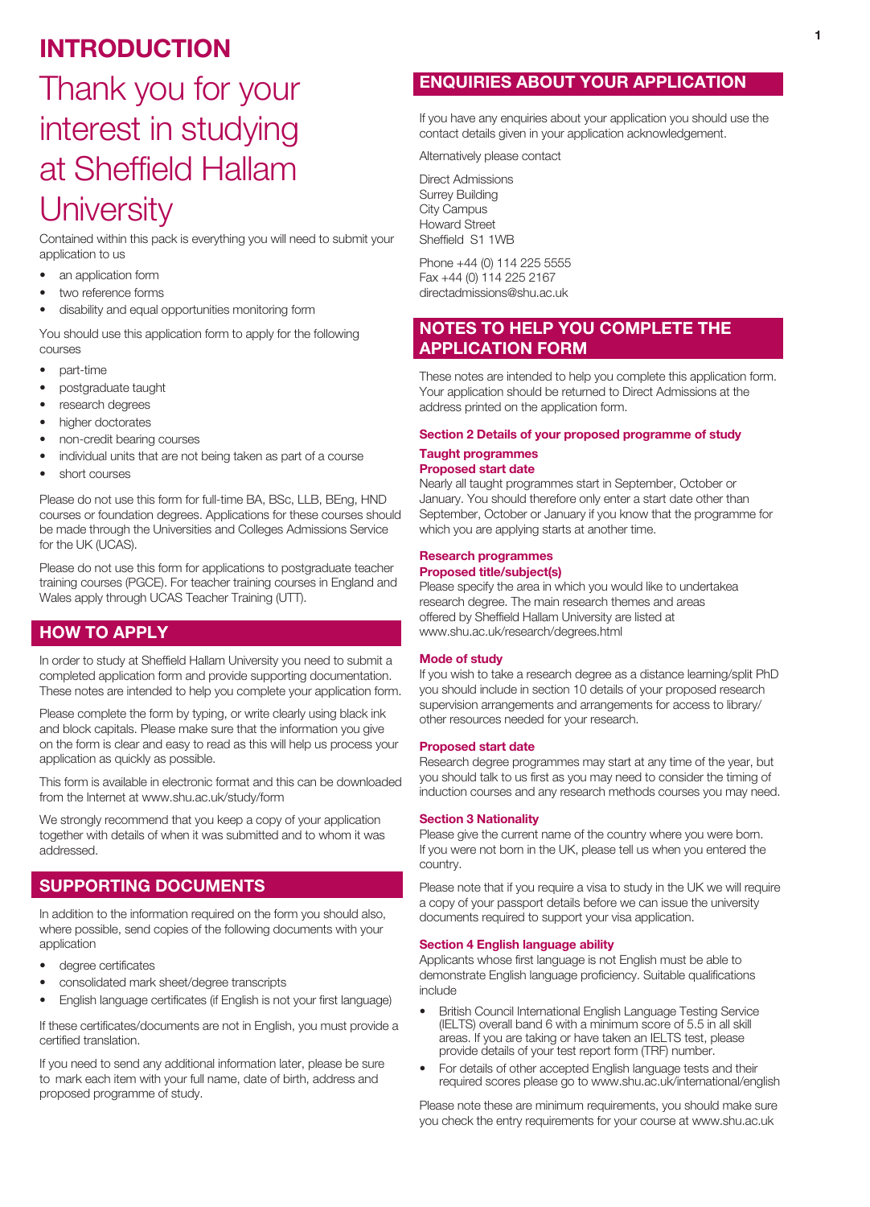# INTRODUCTION

## Thank you for your interest in studying at Sheffield Hallam University

Contained within this pack is everything you will need to submit your application to us

- an application form
- two reference forms
- disability and equal opportunities monitoring form

You should use this application form to apply for the following courses

- part-time
- postgraduate taught
- research degrees
- higher doctorates
- non-credit bearing courses
- individual units that are not being taken as part of a course
- short courses

Please do not use this form for full-time BA, BSc, LLB, BEng, HND courses or foundation degrees. Applications for these courses should be made through the Universities and Colleges Admissions Service for the UK (UCAS).

Please do not use this form for applications to postgraduate teacher training courses (PGCE). For teacher training courses in England and Wales apply through UCAS Teacher Training (UTT).

## HOW TO APPLY

In order to study at Sheffield Hallam University you need to submit a completed application form and provide supporting documentation. These notes are intended to help you complete your application form.

Please complete the form by typing, or write clearly using black ink and block capitals. Please make sure that the information you give on the form is clear and easy to read as this will help us process your application as quickly as possible.

This form is available in electronic format and this can be downloaded from the Internet at www.shu.ac.uk/study/form

We strongly recommend that you keep a copy of your application together with details of when it was submitted and to whom it was addressed.

## SUPPORTING DOCUMENTS

In addition to the information required on the form you should also, where possible, send copies of the following documents with your application

- degree certificates
- consolidated mark sheet/degree transcripts
- English language certificates (if English is not your first language)

If these certificates/documents are not in English, you must provide a certified translation.

If you need to send any additional information later, please be sure to mark each item with your full name, date of birth, address and proposed programme of study.

## ENQUIRIES ABOUT YOUR APPLICATION

If you have any enquiries about your application you should use the contact details given in your application acknowledgement.

Alternatively please contact

Direct Admissions
Surrey Building
City Campus
Howard Street
Sheffield S1 1WB

Phone +44 (0) 114 225 5555
Fax +44 (0) 114 225 2167
directadmissions@shu.ac.uk

## NOTES TO HELP YOU COMPLETE THE APPLICATION FORM

These notes are intended to help you complete this application form. Your application should be returned to Direct Admissions at the address printed on the application form.

### Section 2 Details of your proposed programme of study

#### Taught programmes

**Proposed start date**

Nearly all taught programmes start in September, October or January. You should therefore only enter a start date other than September, October or January if you know that the programme for which you are applying starts at another time.

#### Research programmes

**Proposed title/subject(s)**

Please specify the area in which you would like to undertakea research degree. The main research themes and areas offered by Sheffield Hallam University are listed at www.shu.ac.uk/research/degrees.html

**Mode of study**

If you wish to take a research degree as a distance learning/split PhD you should include in section 10 details of your proposed research supervision arrangements and arrangements for access to library/other resources needed for your research.

**Proposed start date**

Research degree programmes may start at any time of the year, but you should talk to us first as you may need to consider the timing of induction courses and any research methods courses you may need.

### Section 3 Nationality

Please give the current name of the country where you were born. If you were not born in the UK, please tell us when you entered the country.

Please note that if you require a visa to study in the UK we will require a copy of your passport details before we can issue the university documents required to support your visa application.

### Section 4 English language ability

Applicants whose first language is not English must be able to demonstrate English language proficiency. Suitable qualifications include

- British Council International English Language Testing Service (IELTS) overall band 6 with a minimum score of 5.5 in all skill areas. If you are taking or have taken an IELTS test, please provide details of your test report form (TRF) number.
- For details of other accepted English language tests and their required scores please go to www.shu.ac.uk/international/english

Please note these are minimum requirements, you should make sure you check the entry requirements for your course at www.shu.ac.uk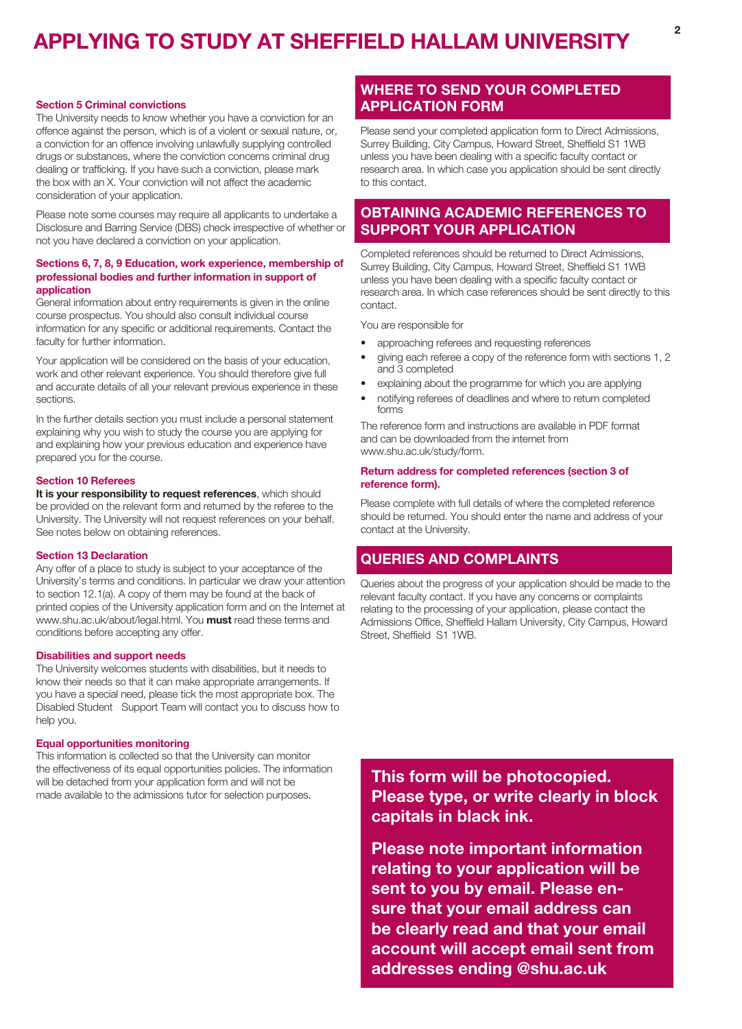# APPLYING TO STUDY AT SHEFFIELD HALLAM UNIVERSITY

### Section 5 Criminal convictions

The University needs to know whether you have a conviction for an offence against the person, which is of a violent or sexual nature, or, a conviction for an offence involving unlawfully supplying controlled drugs or substances, where the conviction concerns criminal drug dealing or trafficking. If you have such a conviction, please mark the box with an X. Your conviction will not affect the academic consideration of your application.

Please note some courses may require all applicants to undertake a Disclosure and Barring Service (DBS) check irrespective of whether or not you have declared a conviction on your application.

### Sections 6, 7, 8, 9 Education, work experience, membership of professional bodies and further information in support of application

General information about entry requirements is given in the online course prospectus. You should also consult individual course information for any specific or additional requirements. Contact the faculty for further information.

Your application will be considered on the basis of your education, work and other relevant experience. You should therefore give full and accurate details of all your relevant previous experience in these sections.

In the further details section you must include a personal statement explaining why you wish to study the course you are applying for and explaining how your previous education and experience have prepared you for the course.

### Section 10 Referees

**It is your responsibility to request references**, which should be provided on the relevant form and returned by the referee to the University. The University will not request references on your behalf. See notes below on obtaining references.

### Section 13 Declaration

Any offer of a place to study is subject to your acceptance of the University's terms and conditions. In particular we draw your attention to section 12.1(a). A copy of them may be found at the back of printed copies of the University application form and on the Internet at www.shu.ac.uk/about/legal.html. You **must** read these terms and conditions before accepting any offer.

### Disabilities and support needs

The University welcomes students with disabilities, but it needs to know their needs so that it can make appropriate arrangements. If you have a special need, please tick the most appropriate box. The Disabled Student Support Team will contact you to discuss how to help you.

### Equal opportunities monitoring

This information is collected so that the University can monitor the effectiveness of its equal opportunities policies. The information will be detached from your application form and will not be made available to the admissions tutor for selection purposes.

## WHERE TO SEND YOUR COMPLETED APPLICATION FORM

Please send your completed application form to Direct Admissions, Surrey Building, City Campus, Howard Street, Sheffield S1 1WB unless you have been dealing with a specific faculty contact or research area. In which case you application should be sent directly to this contact.

## OBTAINING ACADEMIC REFERENCES TO SUPPORT YOUR APPLICATION

Completed references should be returned to Direct Admissions, Surrey Building, City Campus, Howard Street, Sheffield S1 1WB unless you have been dealing with a specific faculty contact or research area. In which case references should be sent directly to this contact.

You are responsible for

- approaching referees and requesting references
- giving each referee a copy of the reference form with sections 1, 2 and 3 completed
- explaining about the programme for which you are applying
- notifying referees of deadlines and where to return completed forms

The reference form and instructions are available in PDF format and can be downloaded from the internet from www.shu.ac.uk/study/form.

### Return address for completed references (section 3 of reference form).

Please complete with full details of where the completed reference should be returned. You should enter the name and address of your contact at the University.

## QUERIES AND COMPLAINTS

Queries about the progress of your application should be made to the relevant faculty contact. If you have any concerns or complaints relating to the processing of your application, please contact the Admissions Office, Sheffield Hallam University, City Campus, Howard Street, Sheffield S1 1WB.

**This form will be photocopied. Please type, or write clearly in block capitals in black ink.**

**Please note important information relating to your application will be sent to you by email. Please ensure that your email address can be clearly read and that your email account will accept email sent from addresses ending @shu.ac.uk**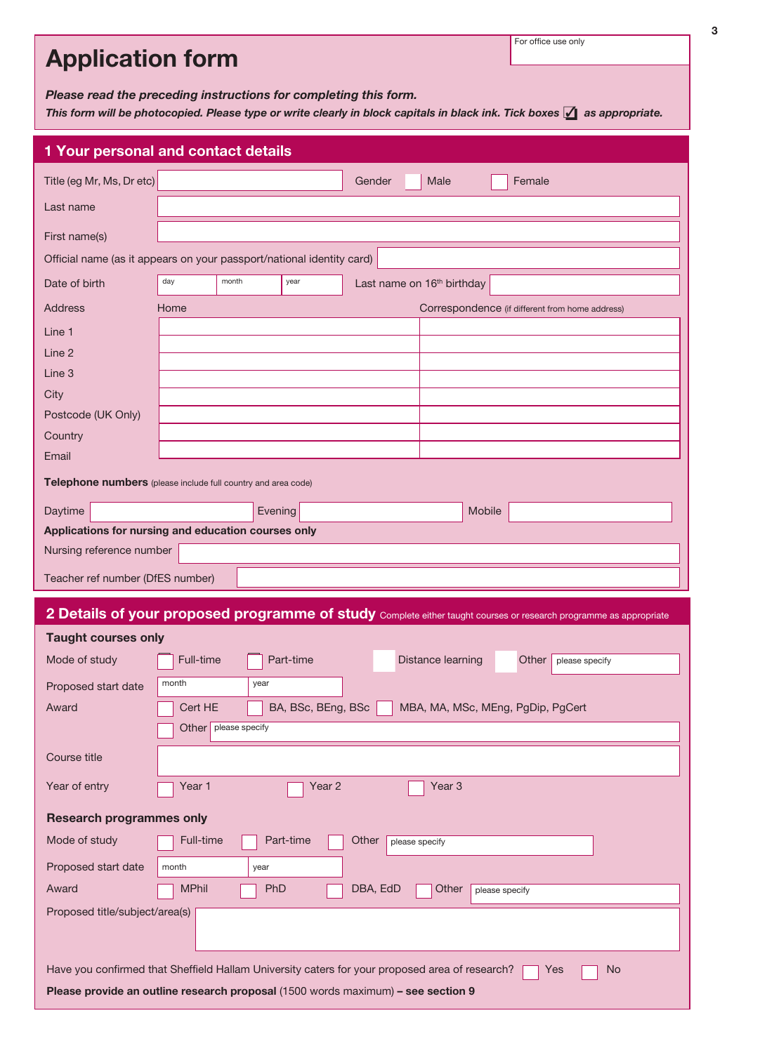# Application form

For office use only

***Please read the preceding instructions for completing this form.***
***This form will be photocopied. Please type or write clearly in block capitals in black ink. Tick boxes ☑ as appropriate.***

## 1 Your personal and contact details

Title (eg Mr, Ms, Dr etc) | Gender ☐ Male ☐ Female

Last name

First name(s)

Official name (as it appears on your passport/national identity card)

Date of birth: day / month / year | Last name on 16th birthday

| Address | Home | Correspondence (if different from home address) |
|---|---|---|
| Line 1 | | |
| Line 2 | | |
| Line 3 | | |
| City | | |
| Postcode (UK Only) | | |
| Country | | |
| Email | | |

**Telephone numbers** (please include full country and area code)

Daytime | Evening | Mobile

**Applications for nursing and education courses only**

Nursing reference number

Teacher ref number (DfES number)

## 2 Details of your proposed programme of study

Complete either taught courses or research programme as appropriate

### Taught courses only

Mode of study: ☐ Full-time ☐ Part-time ☐ Distance learning ☐ Other (please specify)

Proposed start date: month / year

Award: ☐ Cert HE ☐ BA, BSc, BEng, BSc ☐ MBA, MA, MSc, MEng, PgDip, PgCert
☐ Other (please specify)

Course title

Year of entry: ☐ Year 1 ☐ Year 2 ☐ Year 3

### Research programmes only

Mode of study: ☐ Full-time ☐ Part-time ☐ Other (please specify)

Proposed start date: month / year

Award: ☐ MPhil ☐ PhD ☐ DBA, EdD ☐ Other (please specify)

Proposed title/subject/area(s)

Have you confirmed that Sheffield Hallam University caters for your proposed area of research? ☐ Yes ☐ No

**Please provide an outline research proposal** (1500 words maximum) **– see section 9**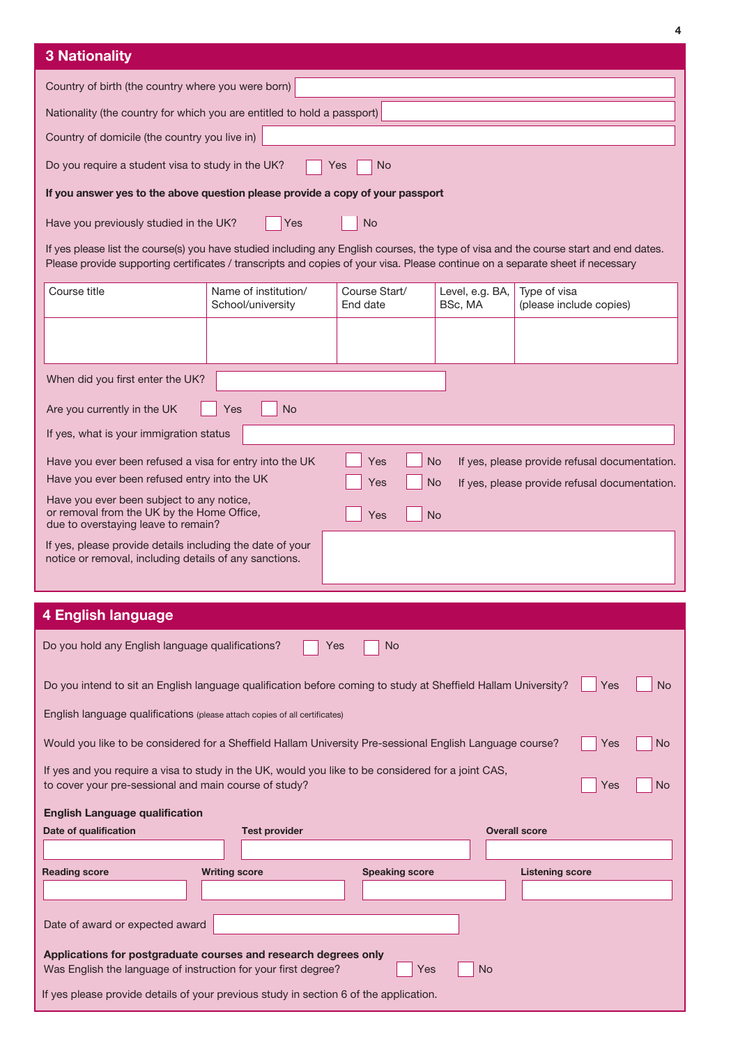## 3 Nationality

Country of birth (the country where you were born)

Nationality (the country for which you are entitled to hold a passport)

Country of domicile (the country you live in)

Do you require a student visa to study in the UK? ☐ Yes ☐ No

**If you answer yes to the above question please provide a copy of your passport**

Have you previously studied in the UK? ☐ Yes ☐ No

If yes please list the course(s) you have studied including any English courses, the type of visa and the course start and end dates. Please provide supporting certificates / transcripts and copies of your visa. Please continue on a separate sheet if necessary

| Course title | Name of institution/ School/university | Course Start/ End date | Level, e.g. BA, BSc, MA | Type of visa (please include copies) |
|---|---|---|---|---|
| | | | | |

When did you first enter the UK?

Are you currently in the UK ☐ Yes ☐ No

If yes, what is your immigration status

Have you ever been refused a visa for entry into the UK ☐ Yes ☐ No If yes, please provide refusal documentation.

Have you ever been refused entry into the UK ☐ Yes ☐ No If yes, please provide refusal documentation.

Have you ever been subject to any notice, or removal from the UK by the Home Office, due to overstaying leave to remain? ☐ Yes ☐ No

If yes, please provide details including the date of your notice or removal, including details of any sanctions.

## 4 English language

Do you hold any English language qualifications? ☐ Yes ☐ No

Do you intend to sit an English language qualification before coming to study at Sheffield Hallam University? ☐ Yes ☐ No

English language qualifications (please attach copies of all certificates)

Would you like to be considered for a Sheffield Hallam University Pre-sessional English Language course? ☐ Yes ☐ No

If yes and you require a visa to study in the UK, would you like to be considered for a joint CAS, to cover your pre-sessional and main course of study? ☐ Yes ☐ No

**English Language qualification**

| Date of qualification | Test provider | Overall score |
|---|---|---|
| | | |

| Reading score | Writing score | Speaking score | Listening score |
|---|---|---|---|
| | | | |

Date of award or expected award

**Applications for postgraduate courses and research degrees only**

Was English the language of instruction for your first degree? ☐ Yes ☐ No

If yes please provide details of your previous study in section 6 of the application.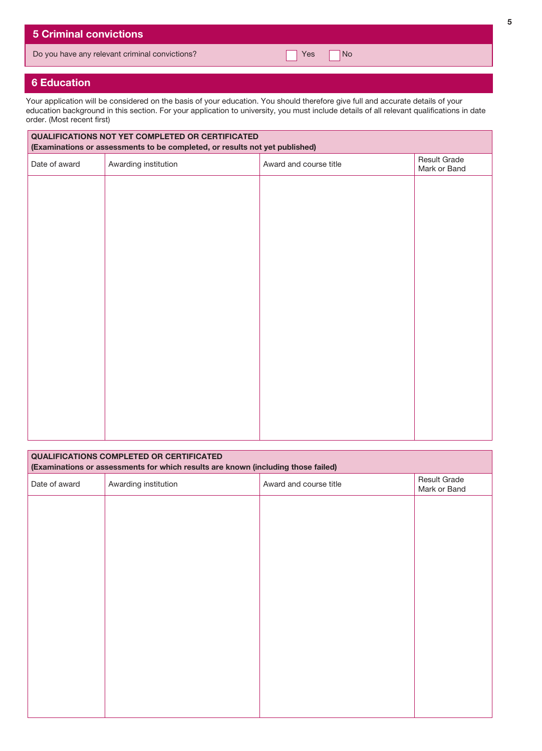## 5 Criminal convictions

Do you have any relevant criminal convictions? ☐ Yes ☐ No

## 6 Education

Your application will be considered on the basis of your education. You should therefore give full and accurate details of your education background in this section. For your application to university, you must include details of all relevant qualifications in date order. (Most recent first)

| **QUALIFICATIONS NOT YET COMPLETED OR CERTIFICATED (Examinations or assessments to be completed, or results not yet published)** | | | |
|---|---|---|---|
| Date of award | Awarding institution | Award and course title | Result Grade Mark or Band |
| | | | |

| **QUALIFICATIONS COMPLETED OR CERTIFICATED (Examinations or assessments for which results are known (including those failed)** | | | |
|---|---|---|---|
| Date of award | Awarding institution | Award and course title | Result Grade Mark or Band |
| | | | |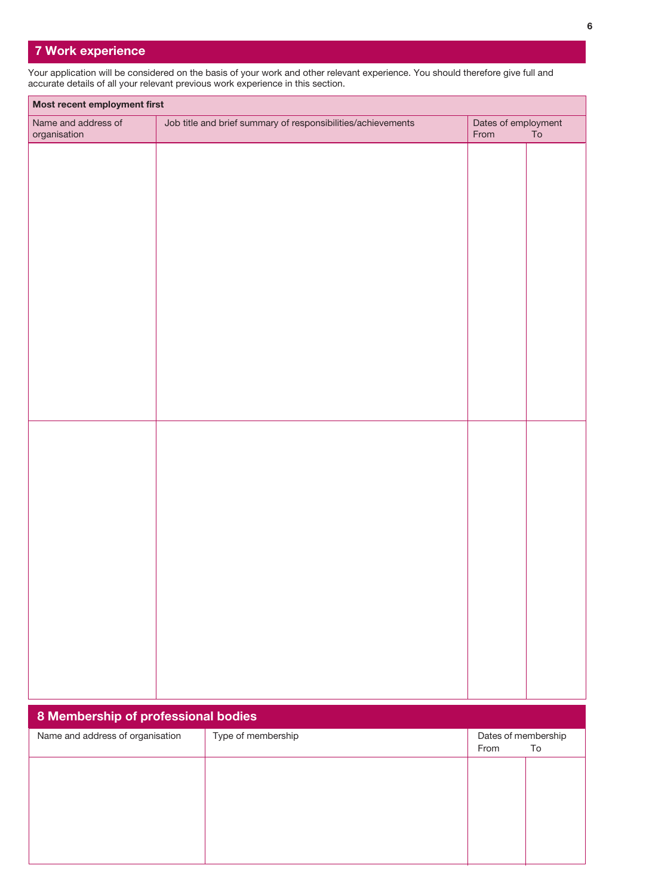## 7 Work experience

Your application will be considered on the basis of your work and other relevant experience. You should therefore give full and accurate details of all your relevant previous work experience in this section.

| **Most recent employment first** | | | |
|---|---|---|---|
| Name and address of organisation | Job title and brief summary of responsibilities/achievements | Dates of employment From | To |
| | | | |
| | | | |

## 8 Membership of professional bodies

| Name and address of organisation | Type of membership | Dates of membership From | To |
|---|---|---|---|
| | | | |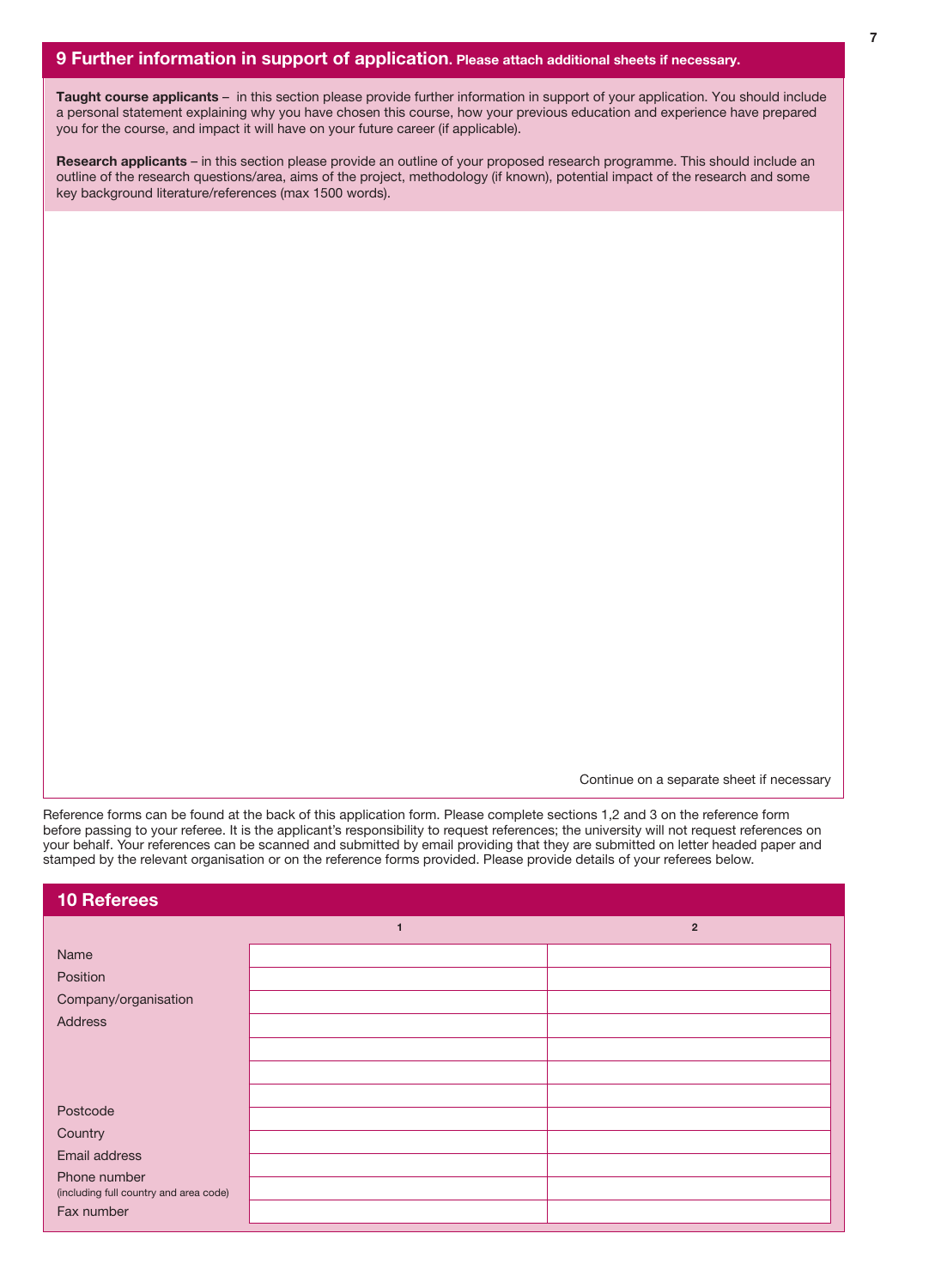## 9 Further information in support of application. Please attach additional sheets if necessary.

**Taught course applicants** – in this section please provide further information in support of your application. You should include a personal statement explaining why you have chosen this course, how your previous education and experience have prepared you for the course, and impact it will have on your future career (if applicable).

**Research applicants** – in this section please provide an outline of your proposed research programme. This should include an outline of the research questions/area, aims of the project, methodology (if known), potential impact of the research and some key background literature/references (max 1500 words).

Continue on a separate sheet if necessary

Reference forms can be found at the back of this application form. Please complete sections 1,2 and 3 on the reference form before passing to your referee. It is the applicant's responsibility to request references; the university will not request references on your behalf. Your references can be scanned and submitted by email providing that they are submitted on letter headed paper and stamped by the relevant organisation or on the reference forms provided. Please provide details of your referees below.

## 10 Referees

| | 1 | 2 |
|---|---|---|
| Name | | |
| Position | | |
| Company/organisation | | |
| Address | | |
| | | |
| | | |
| | | |
| Postcode | | |
| Country | | |
| Email address | | |
| Phone number (including full country and area code) | | |
| Fax number | | |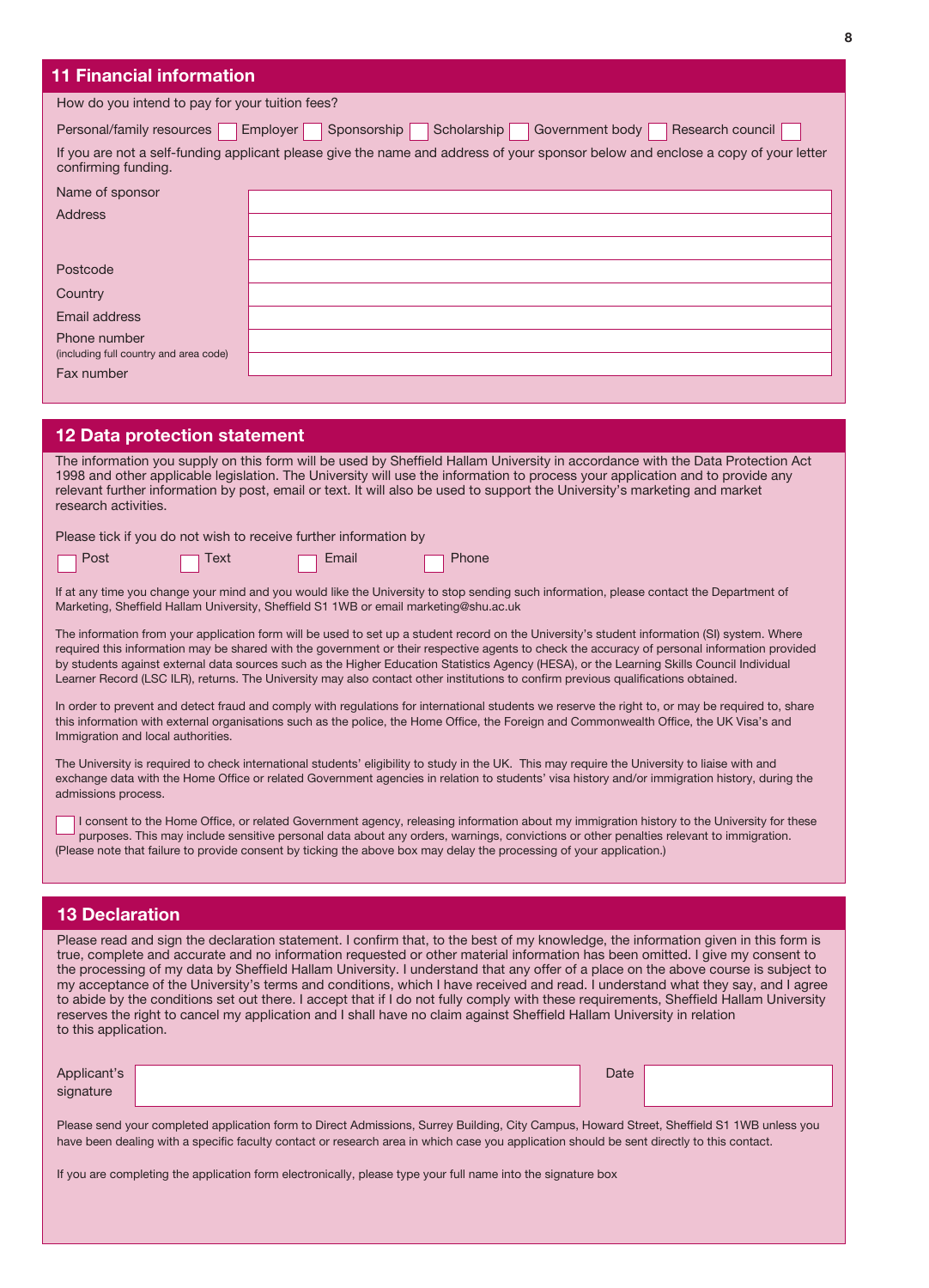## 11 Financial information

How do you intend to pay for your tuition fees?

Personal/family resources ☐ Employer ☐ Sponsorship ☐ Scholarship ☐ Government body ☐ Research council ☐

If you are not a self-funding applicant please give the name and address of your sponsor below and enclose a copy of your letter confirming funding.

| | |
|---|---|
| Name of sponsor | |
| Address | |
| | |
| Postcode | |
| Country | |
| Email address | |
| Phone number (including full country and area code) | |
| Fax number | |

## 12 Data protection statement

The information you supply on this form will be used by Sheffield Hallam University in accordance with the Data Protection Act 1998 and other applicable legislation. The University will use the information to process your application and to provide any relevant further information by post, email or text. It will also be used to support the University's marketing and market research activities.

Please tick if you do not wish to receive further information by

☐ Post ☐ Text ☐ Email ☐ Phone

If at any time you change your mind and you would like the University to stop sending such information, please contact the Department of Marketing, Sheffield Hallam University, Sheffield S1 1WB or email marketing@shu.ac.uk

The information from your application form will be used to set up a student record on the University's student information (SI) system. Where required this information may be shared with the government or their respective agents to check the accuracy of personal information provided by students against external data sources such as the Higher Education Statistics Agency (HESA), or the Learning Skills Council Individual Learner Record (LSC ILR), returns. The University may also contact other institutions to confirm previous qualifications obtained.

In order to prevent and detect fraud and comply with regulations for international students we reserve the right to, or may be required to, share this information with external organisations such as the police, the Home Office, the Foreign and Commonwealth Office, the UK Visa's and Immigration and local authorities.

The University is required to check international students' eligibility to study in the UK. This may require the University to liaise with and exchange data with the Home Office or related Government agencies in relation to students' visa history and/or immigration history, during the admissions process.

☐ I consent to the Home Office, or related Government agency, releasing information about my immigration history to the University for these purposes. This may include sensitive personal data about any orders, warnings, convictions or other penalties relevant to immigration. (Please note that failure to provide consent by ticking the above box may delay the processing of your application.)

## 13 Declaration

Please read and sign the declaration statement. I confirm that, to the best of my knowledge, the information given in this form is true, complete and accurate and no information requested or other material information has been omitted. I give my consent to the processing of my data by Sheffield Hallam University. I understand that any offer of a place on the above course is subject to my acceptance of the University's terms and conditions, which I have received and read. I understand what they say, and I agree to abide by the conditions set out there. I accept that if I do not fully comply with these requirements, Sheffield Hallam University reserves the right to cancel my application and I shall have no claim against Sheffield Hallam University in relation to this application.

| Applicant's signature | | Date | |
|---|---|---|---|

Please send your completed application form to Direct Admissions, Surrey Building, City Campus, Howard Street, Sheffield S1 1WB unless you have been dealing with a specific faculty contact or research area in which case you application should be sent directly to this contact.

If you are completing the application form electronically, please type your full name into the signature box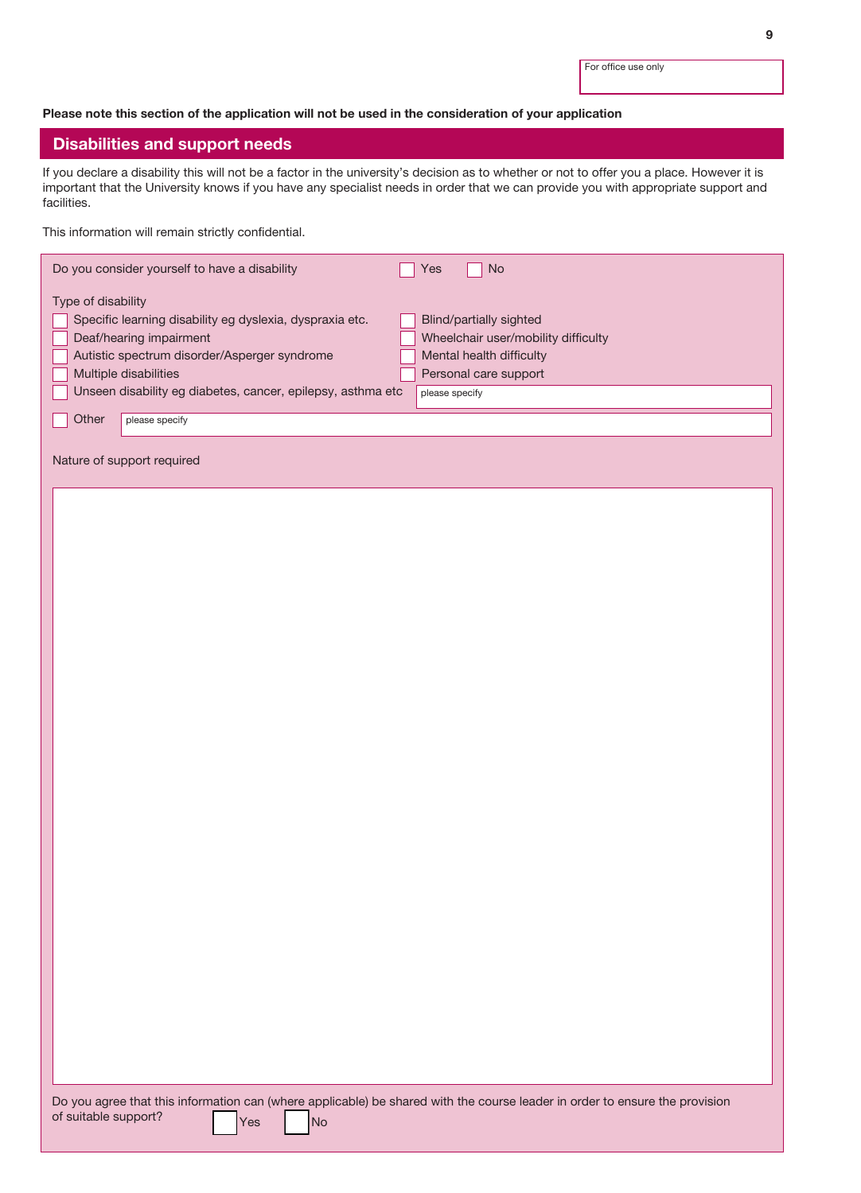For office use only

**Please note this section of the application will not be used in the consideration of your application**

## Disabilities and support needs

If you declare a disability this will not be a factor in the university's decision as to whether or not to offer you a place. However it is important that the University knows if you have any specialist needs in order that we can provide you with appropriate support and facilities.

This information will remain strictly confidential.

Do you consider yourself to have a disability ☐ Yes ☐ No

Type of disability

- ☐ Specific learning disability eg dyslexia, dyspraxia etc.
- ☐ Deaf/hearing impairment
- ☐ Autistic spectrum disorder/Asperger syndrome
- ☐ Multiple disabilities
- ☐ Unseen disability eg diabetes, cancer, epilepsy, asthma etc — please specify
- ☐ Blind/partially sighted
- ☐ Wheelchair user/mobility difficulty
- ☐ Mental health difficulty
- ☐ Personal care support
- ☐ Other — please specify

Nature of support required

Do you agree that this information can (where applicable) be shared with the course leader in order to ensure the provision of suitable support? ☐ Yes ☐ No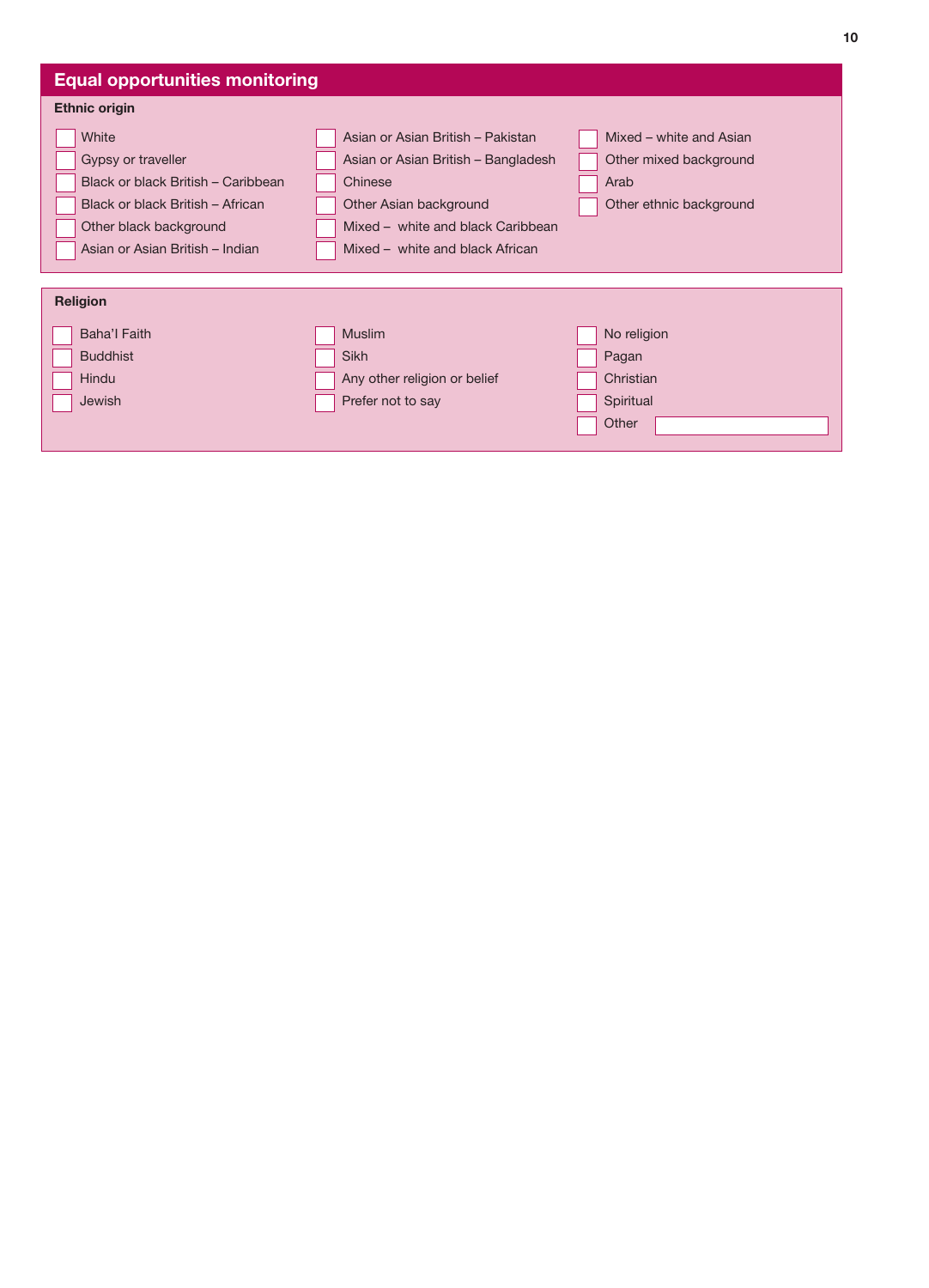## Equal opportunities monitoring

### Ethnic origin

- ☐ White
- ☐ Gypsy or traveller
- ☐ Black or black British – Caribbean
- ☐ Black or black British – African
- ☐ Other black background
- ☐ Asian or Asian British – Indian
- ☐ Asian or Asian British – Pakistan
- ☐ Asian or Asian British – Bangladesh
- ☐ Chinese
- ☐ Other Asian background
- ☐ Mixed – white and black Caribbean
- ☐ Mixed – white and black African
- ☐ Mixed – white and Asian
- ☐ Other mixed background
- ☐ Arab
- ☐ Other ethnic background

### Religion

- ☐ Baha'I Faith
- ☐ Buddhist
- ☐ Hindu
- ☐ Jewish
- ☐ Muslim
- ☐ Sikh
- ☐ Any other religion or belief
- ☐ Prefer not to say
- ☐ No religion
- ☐ Pagan
- ☐ Christian
- ☐ Spiritual
- ☐ Other ____________________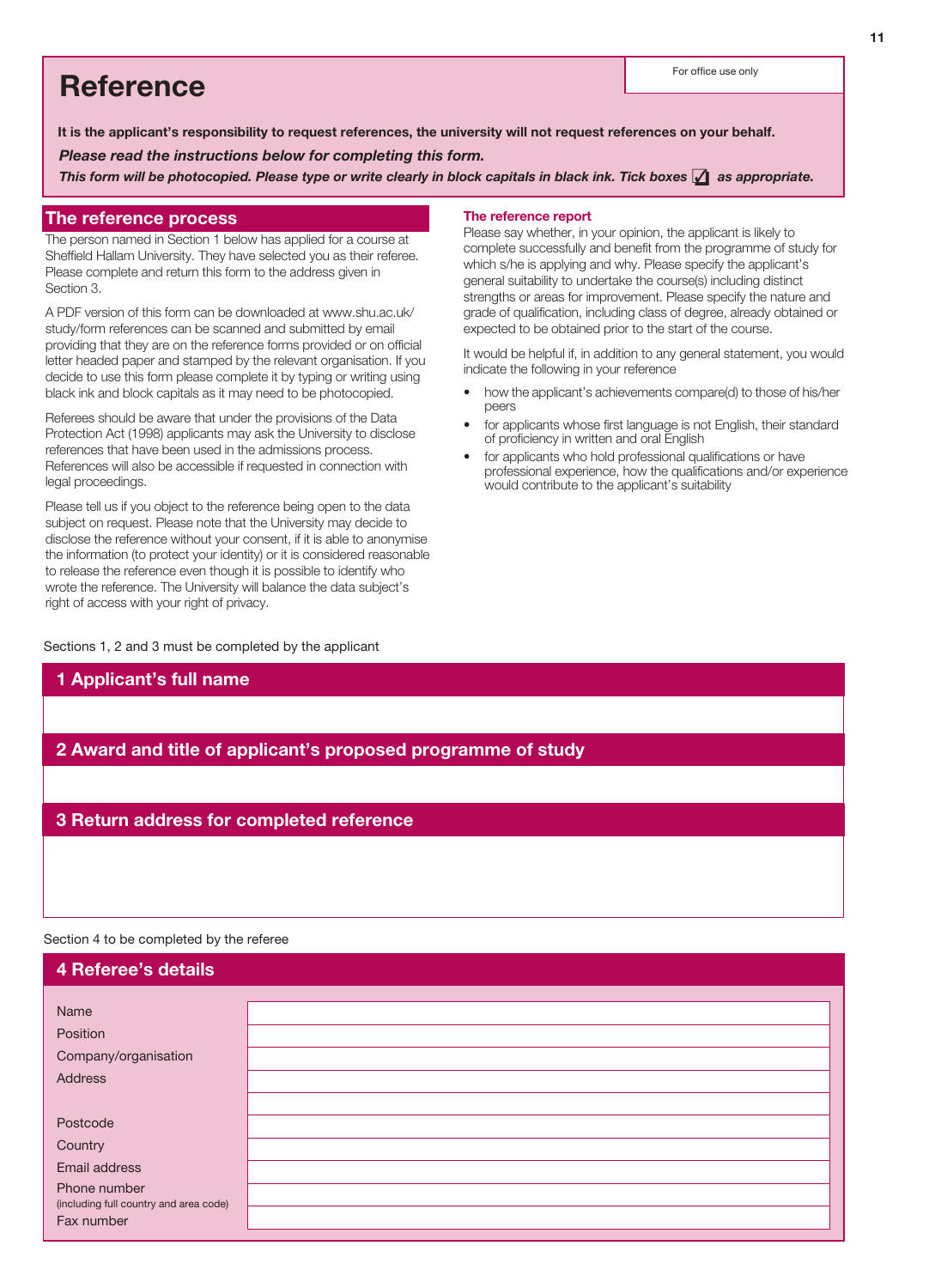# Reference

For office use only

**It is the applicant's responsibility to request references, the university will not request references on your behalf.**

***Please read the instructions below for completing this form.***

***This form will be photocopied. Please type or write clearly in block capitals in black ink. Tick boxes ☑ as appropriate.***

## The reference process

The person named in Section 1 below has applied for a course at Sheffield Hallam University. They have selected you as their referee. Please complete and return this form to the address given in Section 3.

A PDF version of this form can be downloaded at www.shu.ac.uk/study/form references can be scanned and submitted by email providing that they are on the reference forms provided or on official letter headed paper and stamped by the relevant organisation. If you decide to use this form please complete it by typing or writing using black ink and block capitals as it may need to be photocopied.

Referees should be aware that under the provisions of the Data Protection Act (1998) applicants may ask the University to disclose references that have been used in the admissions process. References will also be accessible if requested in connection with legal proceedings.

Please tell us if you object to the reference being open to the data subject on request. Please note that the University may decide to disclose the reference without your consent, if it is able to anonymise the information (to protect your identity) or it is considered reasonable to release the reference even though it is possible to identify who wrote the reference. The University will balance the data subject's right of access with your right of privacy.

### The reference report

Please say whether, in your opinion, the applicant is likely to complete successfully and benefit from the programme of study for which s/he is applying and why. Please specify the applicant's general suitability to undertake the course(s) including distinct strengths or areas for improvement. Please specify the nature and grade of qualification, including class of degree, already obtained or expected to be obtained prior to the start of the course.

It would be helpful if, in addition to any general statement, you would indicate the following in your reference

- how the applicant's achievements compare(d) to those of his/her peers
- for applicants whose first language is not English, their standard of proficiency in written and oral English
- for applicants who hold professional qualifications or have professional experience, how the qualifications and/or experience would contribute to the applicant's suitability

Sections 1, 2 and 3 must be completed by the applicant

## 1 Applicant's full name

## 2 Award and title of applicant's proposed programme of study

## 3 Return address for completed reference

Section 4 to be completed by the referee

## 4 Referee's details

| | |
|---|---|
| Name | |
| Position | |
| Company/organisation | |
| Address | |
| | |
| Postcode | |
| Country | |
| Email address | |
| Phone number (including full country and area code) | |
| Fax number | |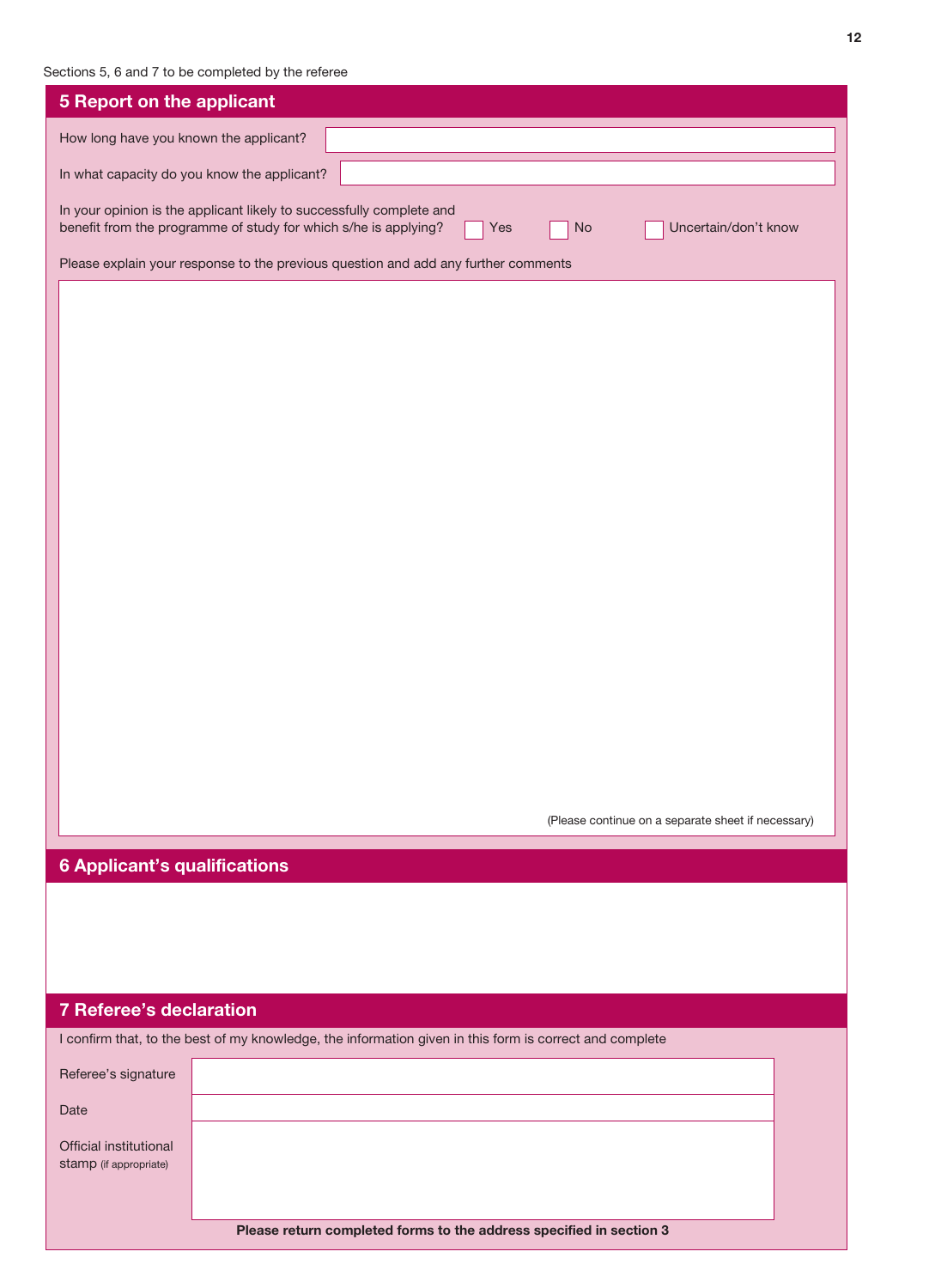Sections 5, 6 and 7 to be completed by the referee

## 5 Report on the applicant

How long have you known the applicant?

In what capacity do you know the applicant?

In your opinion is the applicant likely to successfully complete and benefit from the programme of study for which s/he is applying? ☐ Yes ☐ No ☐ Uncertain/don't know

Please explain your response to the previous question and add any further comments

(Please continue on a separate sheet if necessary)

## 6 Applicant's qualifications

## 7 Referee's declaration

I confirm that, to the best of my knowledge, the information given in this form is correct and complete

Referee's signature

Date

Official institutional stamp (if appropriate)

**Please return completed forms to the address specified in section 3**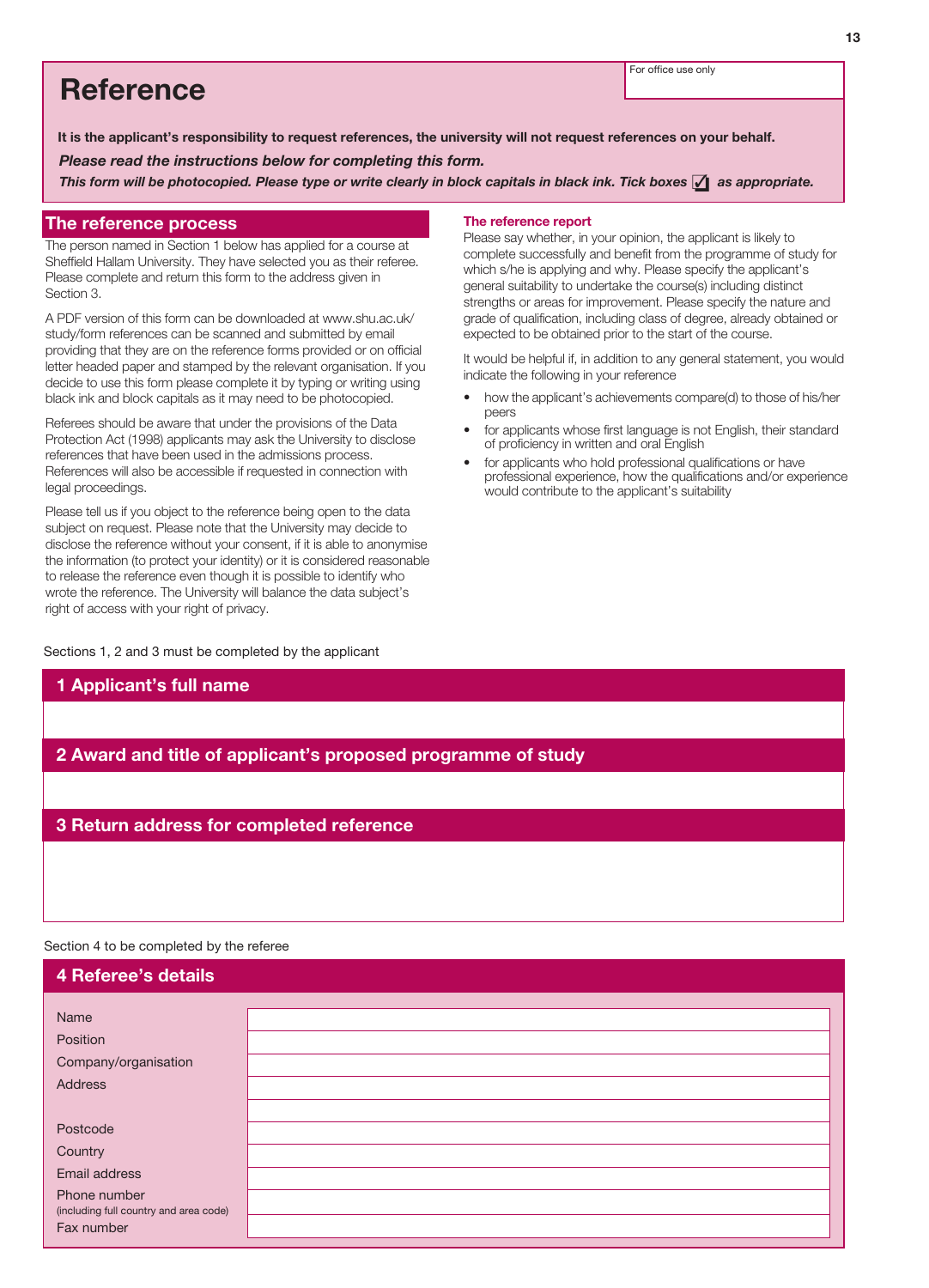# Reference

For office use only

**It is the applicant's responsibility to request references, the university will not request references on your behalf.**

***Please read the instructions below for completing this form.***

***This form will be photocopied. Please type or write clearly in block capitals in black ink. Tick boxes ☑ as appropriate.***

## The reference process

The person named in Section 1 below has applied for a course at Sheffield Hallam University. They have selected you as their referee. Please complete and return this form to the address given in Section 3.

A PDF version of this form can be downloaded at www.shu.ac.uk/study/form references can be scanned and submitted by email providing that they are on the reference forms provided or on official letter headed paper and stamped by the relevant organisation. If you decide to use this form please complete it by typing or writing using black ink and block capitals as it may need to be photocopied.

Referees should be aware that under the provisions of the Data Protection Act (1998) applicants may ask the University to disclose references that have been used in the admissions process. References will also be accessible if requested in connection with legal proceedings.

Please tell us if you object to the reference being open to the data subject on request. Please note that the University may decide to disclose the reference without your consent, if it is able to anonymise the information (to protect your identity) or it is considered reasonable to release the reference even though it is possible to identify who wrote the reference. The University will balance the data subject's right of access with your right of privacy.

### The reference report

Please say whether, in your opinion, the applicant is likely to complete successfully and benefit from the programme of study for which s/he is applying and why. Please specify the applicant's general suitability to undertake the course(s) including distinct strengths or areas for improvement. Please specify the nature and grade of qualification, including class of degree, already obtained or expected to be obtained prior to the start of the course.

It would be helpful if, in addition to any general statement, you would indicate the following in your reference

- how the applicant's achievements compare(d) to those of his/her peers
- for applicants whose first language is not English, their standard of proficiency in written and oral English
- for applicants who hold professional qualifications or have professional experience, how the qualifications and/or experience would contribute to the applicant's suitability

Sections 1, 2 and 3 must be completed by the applicant

## 1 Applicant's full name

## 2 Award and title of applicant's proposed programme of study

## 3 Return address for completed reference

Section 4 to be completed by the referee

## 4 Referee's details

| | |
|---|---|
| Name | |
| Position | |
| Company/organisation | |
| Address | |
| | |
| Postcode | |
| Country | |
| Email address | |
| Phone number (including full country and area code) | |
| Fax number | |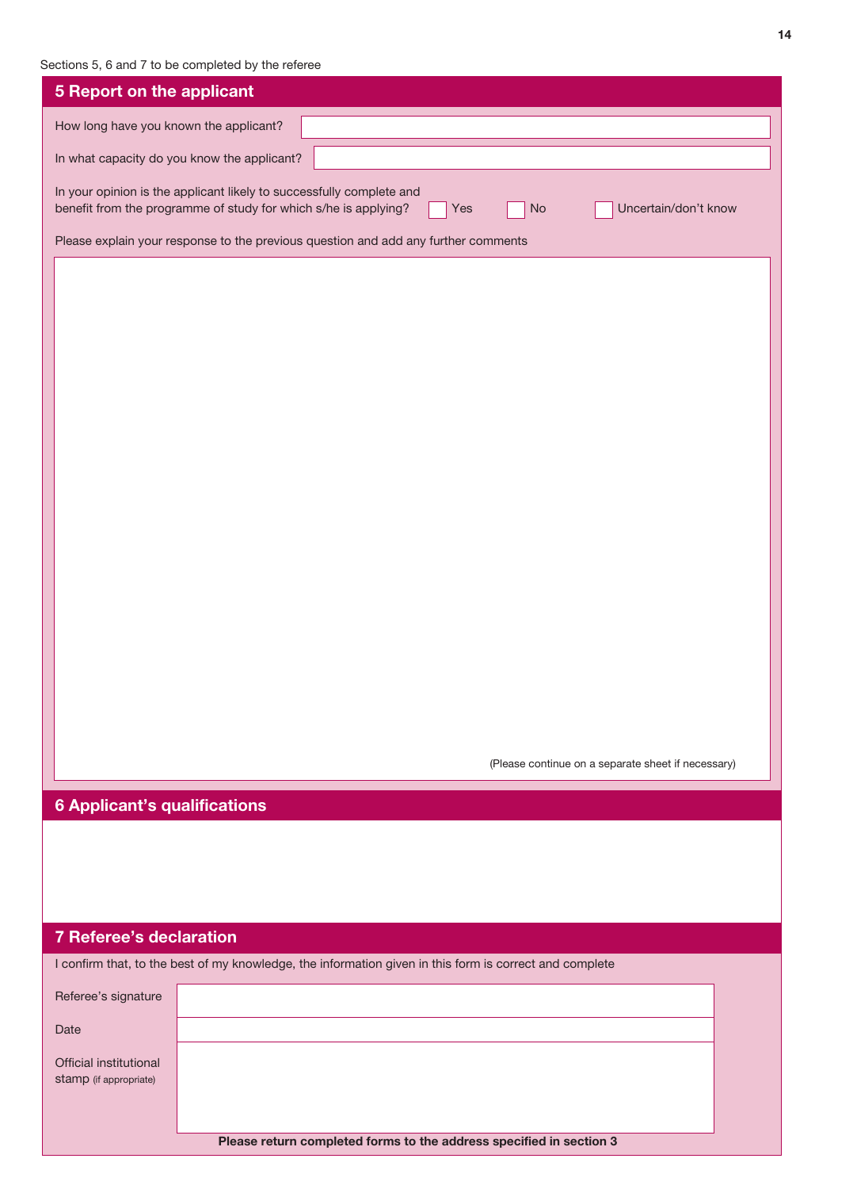Sections 5, 6 and 7 to be completed by the referee

## 5 Report on the applicant

How long have you known the applicant?

In what capacity do you know the applicant?

In your opinion is the applicant likely to successfully complete and benefit from the programme of study for which s/he is applying? ☐ Yes ☐ No ☐ Uncertain/don't know

Please explain your response to the previous question and add any further comments

(Please continue on a separate sheet if necessary)

## 6 Applicant's qualifications

## 7 Referee's declaration

I confirm that, to the best of my knowledge, the information given in this form is correct and complete

Referee's signature

Date

Official institutional stamp (if appropriate)

**Please return completed forms to the address specified in section 3**